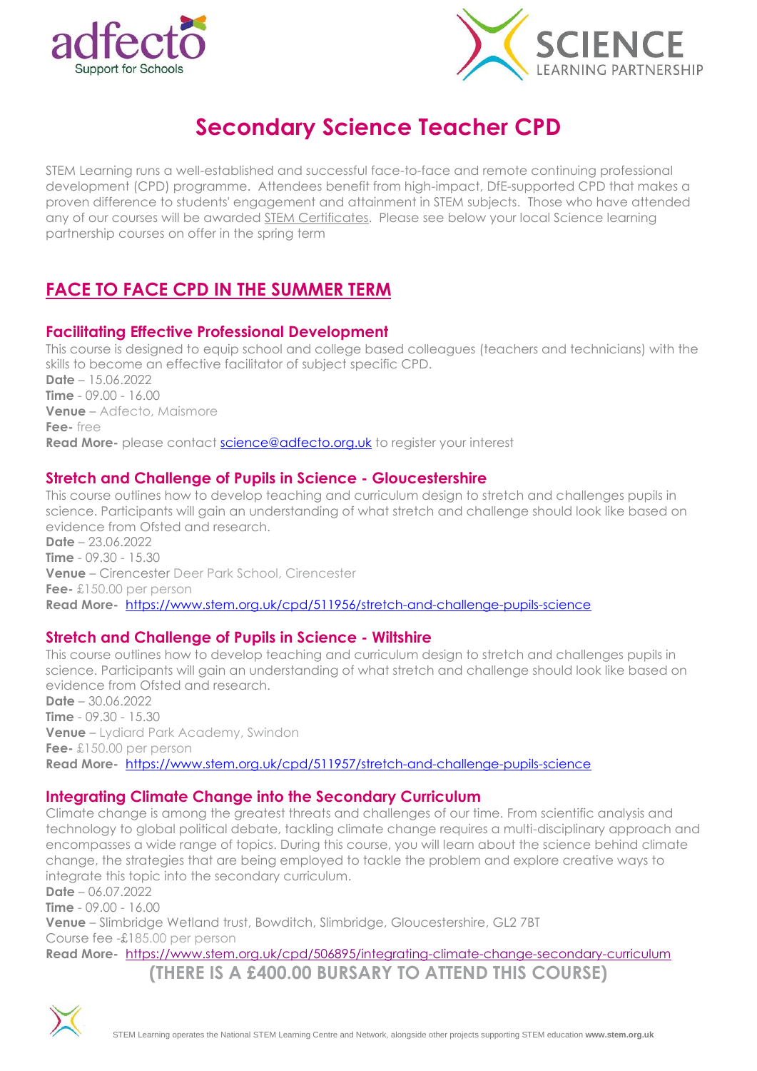# Secondary Science Teacher CPD

STEM Learning runs a well-established and successful face-to-face and remote continuing professional development (CPD) programme. Attendees benefit from high-impact, DfE-supported CPD that makes a proven difference to students' engagement and attainment in STEM subjects. Those who have attended any of our courses will be awarded STEM Certificates. Please see below your local Science learning partnership courses on offer in the spring term

## FACE TO FACE CPD IN THE SUMMER TERM

### Facilitating Effective Professional Development

This course is designed to equip school and college based colleagues (teachers and technicians) with the skills to become an effective facilitator of subject specific CPD.

**Date** – 15.06.2022
**Time** - 09.00 - 16.00
**Venue** – Adfecto, Maismore
**Fee-** free
**Read More-** please contact science@adfecto.org.uk to register your interest

### Stretch and Challenge of Pupils in Science - Gloucestershire

This course outlines how to develop teaching and curriculum design to stretch and challenges pupils in science. Participants will gain an understanding of what stretch and challenge should look like based on evidence from Ofsted and research.

**Date** – 23.06.2022
**Time** - 09.30 - 15.30
**Venue** – Cirencester Deer Park School, Cirencester
**Fee-** £150.00 per person
**Read More-** https://www.stem.org.uk/cpd/511956/stretch-and-challenge-pupils-science

### Stretch and Challenge of Pupils in Science - Wiltshire

This course outlines how to develop teaching and curriculum design to stretch and challenges pupils in science. Participants will gain an understanding of what stretch and challenge should look like based on evidence from Ofsted and research.

**Date** – 30.06.2022
**Time** - 09.30 - 15.30
**Venue** – Lydiard Park Academy, Swindon
**Fee-** £150.00 per person
**Read More-** https://www.stem.org.uk/cpd/511957/stretch-and-challenge-pupils-science

### Integrating Climate Change into the Secondary Curriculum

Climate change is among the greatest threats and challenges of our time. From scientific analysis and technology to global political debate, tackling climate change requires a multi-disciplinary approach and encompasses a wide range of topics. During this course, you will learn about the science behind climate change, the strategies that are being employed to tackle the problem and explore creative ways to integrate this topic into the secondary curriculum.

**Date** – 06.07.2022
**Time** - 09.00 - 16.00
**Venue** – Slimbridge Wetland trust, Bowditch, Slimbridge, Gloucestershire, GL2 7BT
Course fee -£185.00 per person
**Read More-** https://www.stem.org.uk/cpd/506895/integrating-climate-change-secondary-curriculum

**(THERE IS A £400.00 BURSARY TO ATTEND THIS COURSE)**

STEM Learning operates the National STEM Learning Centre and Network, alongside other projects supporting STEM education **www.stem.org.uk**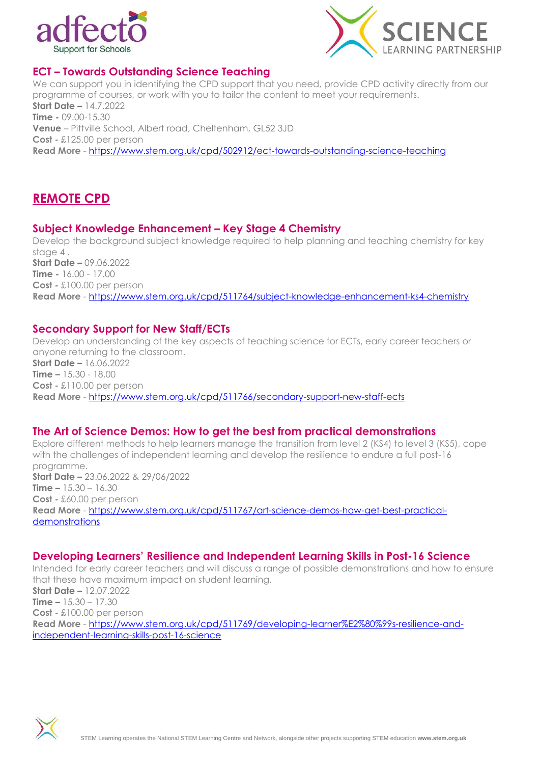## ECT – Towards Outstanding Science Teaching

We can support you in identifying the CPD support that you need, provide CPD activity directly from our programme of courses, or work with you to tailor the content to meet your requirements.

**Start Date –** 14.7.2022
**Time -** 09.00-15.30
**Venue** – Pittville School, Albert road, Cheltenham, GL52 3JD
**Cost -** £125.00 per person
**Read More** - https://www.stem.org.uk/cpd/502912/ect-towards-outstanding-science-teaching

# REMOTE CPD

## Subject Knowledge Enhancement – Key Stage 4 Chemistry

Develop the background subject knowledge required to help planning and teaching chemistry for key stage 4 .

**Start Date –** 09.06.2022
**Time -** 16.00 - 17.00
**Cost -** £100.00 per person
**Read More** - https://www.stem.org.uk/cpd/511764/subject-knowledge-enhancement-ks4-chemistry

## Secondary Support for New Staff/ECTs

Develop an understanding of the key aspects of teaching science for ECTs, early career teachers or anyone returning to the classroom.

**Start Date –** 16.06.2022
**Time –** 15.30 - 18.00
**Cost -** £110.00 per person
**Read More** - https://www.stem.org.uk/cpd/511766/secondary-support-new-staff-ects

## The Art of Science Demos: How to get the best from practical demonstrations

Explore different methods to help learners manage the transition from level 2 (KS4) to level 3 (KS5), cope with the challenges of independent learning and develop the resilience to endure a full post-16 programme.

**Start Date –** 23.06.2022 & 29/06/2022
**Time –** 15.30 – 16.30
**Cost -** £60.00 per person
**Read More** - https://www.stem.org.uk/cpd/511767/art-science-demos-how-get-best-practical-demonstrations

## Developing Learners' Resilience and Independent Learning Skills in Post-16 Science

Intended for early career teachers and will discuss a range of possible demonstrations and how to ensure that these have maximum impact on student learning.

**Start Date –** 12.07.2022
**Time –** 15.30 – 17.30
**Cost -** £100.00 per person
**Read More** - https://www.stem.org.uk/cpd/511769/developing-learner%E2%80%99s-resilience-and-independent-learning-skills-post-16-science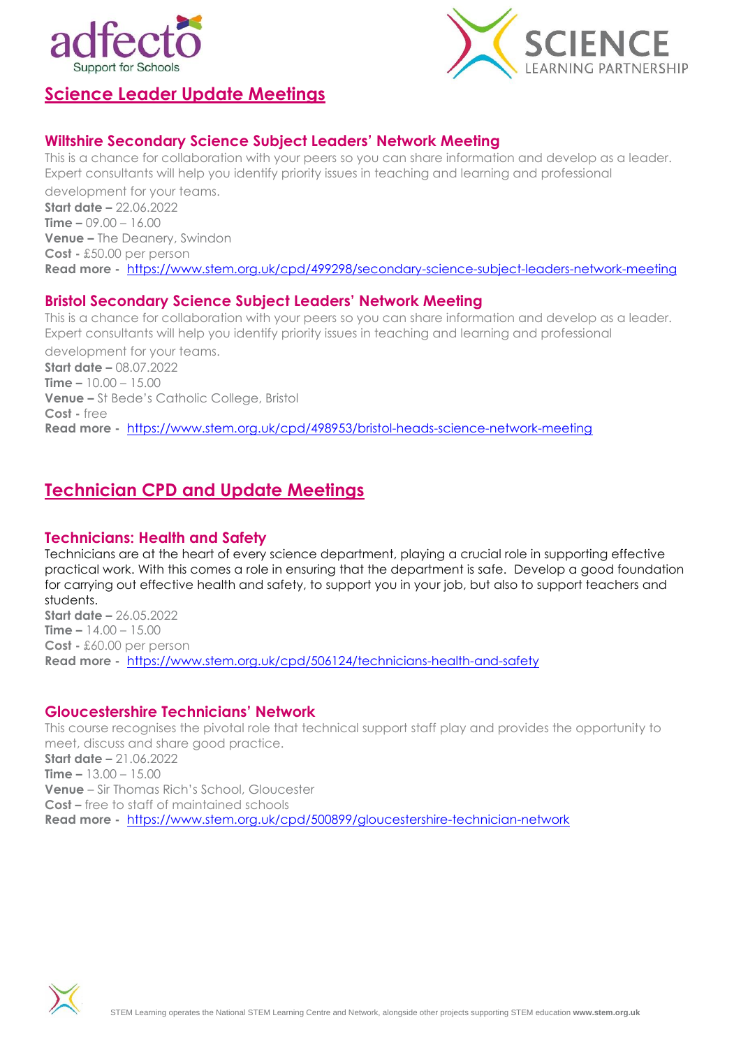## Science Leader Update Meetings

### Wiltshire Secondary Science Subject Leaders' Network Meeting

This is a chance for collaboration with your peers so you can share information and develop as a leader. Expert consultants will help you identify priority issues in teaching and learning and professional development for your teams.

**Start date –** 22.06.2022
**Time –** 09.00 – 16.00
**Venue –** The Deanery, Swindon
**Cost -** £50.00 per person
**Read more -** https://www.stem.org.uk/cpd/499298/secondary-science-subject-leaders-network-meeting

### Bristol Secondary Science Subject Leaders' Network Meeting

This is a chance for collaboration with your peers so you can share information and develop as a leader. Expert consultants will help you identify priority issues in teaching and learning and professional development for your teams.

**Start date –** 08.07.2022
**Time –** 10.00 – 15.00
**Venue –** St Bede's Catholic College, Bristol
**Cost -** free
**Read more -** https://www.stem.org.uk/cpd/498953/bristol-heads-science-network-meeting

## Technician CPD and Update Meetings

### Technicians: Health and Safety

Technicians are at the heart of every science department, playing a crucial role in supporting effective practical work. With this comes a role in ensuring that the department is safe. Develop a good foundation for carrying out effective health and safety, to support you in your job, but also to support teachers and students.

**Start date –** 26.05.2022
**Time –** 14.00 – 15.00
**Cost -** £60.00 per person
**Read more -** https://www.stem.org.uk/cpd/506124/technicians-health-and-safety

### Gloucestershire Technicians' Network

This course recognises the pivotal role that technical support staff play and provides the opportunity to meet, discuss and share good practice.

**Start date –** 21.06.2022
**Time –** 13.00 – 15.00
**Venue** – Sir Thomas Rich's School, Gloucester
**Cost –** free to staff of maintained schools
**Read more -** https://www.stem.org.uk/cpd/500899/gloucestershire-technician-network

STEM Learning operates the National STEM Learning Centre and Network, alongside other projects supporting STEM education **www.stem.org.uk**